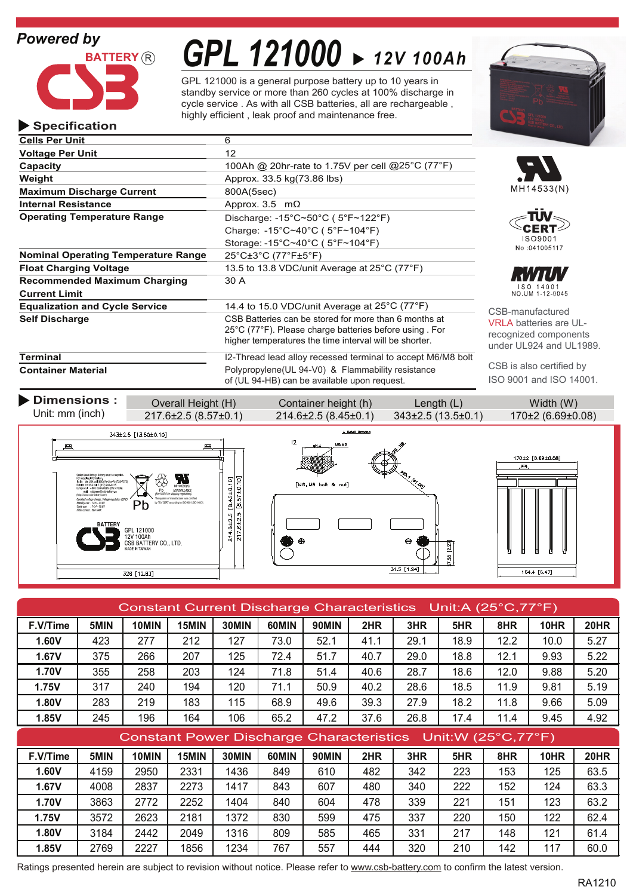*Powered by*

BATTERY®

# GPL 121000 ▶ 12V 100Ah

GPL 121000 is a general purpose battery up to 10 years in standby service or more than 260 cycles at 100% discharge in cycle service . As with all CSB batteries, all are rechargeable , highly efficient , leak proof and maintenance free.

## ▶ Specification

| | |
|---|---|
| **Cells Per Unit** | 6 |
| **Voltage Per Unit** | 12 |
| **Capacity** | 100Ah @ 20hr-rate to 1.75V per cell @25°C (77°F) |
| **Weight** | Approx. 33.5 kg(73.86 lbs) |
| **Maximum Discharge Current** | 800A(5sec) |
| **Internal Resistance** | Approx. 3.5 mΩ |
| **Operating Temperature Range** | Discharge: -15°C~50°C ( 5°F~122°F)<br>Charge: -15°C~40°C ( 5°F~104°F)<br>Storage: -15°C~40°C ( 5°F~104°F) |
| **Nominal Operating Temperature Range** | 25°C±3°C (77°F±5°F) |
| **Float Charging Voltage** | 13.5 to 13.8 VDC/unit Average at 25°C (77°F) |
| **Recommended Maximum Charging Current Limit** | 30 A |
| **Equalization and Cycle Service** | 14.4 to 15.0 VDC/unit Average at 25°C (77°F) |
| **Self Discharge** | CSB Batteries can be stored for more than 6 months at 25°C (77°F). Please charge batteries before using . For higher temperatures the time interval will be shorter. |
| **Terminal** | I2-Thread lead alloy recessed terminal to accept M6/M8 bolt |
| **Container Material** | Polypropylene(UL 94-V0) & Flammability resistance of (UL 94-HB) can be available upon request. |

MH14533(N)

TÜV CERT ISO9001 No :041005117

RWTÜV ISO 14001 NO.UM 1-12-0045

CSB-manufactured VRLA batteries are UL-recognized components under UL924 and UL1989.

CSB is also certified by ISO 9001 and ISO 14001.

## ▶ Dimensions :

Unit: mm (inch)

| Overall Height (H) | Container height (h) | Length (L) | Width (W) |
|---|---|---|---|
| 217.6±2.5 (8.57±0.1) | 214.6±2.5 (8.45±0.1) | 343±2.5 (13.5±0.1) | 170±2 (6.69±0.08) |

## Constant Current Discharge Characteristics Unit:A (25°C,77°F)

| F.V/Time | 5MIN | 10MIN | 15MIN | 30MIN | 60MIN | 90MIN | 2HR | 3HR | 5HR | 8HR | 10HR | 20HR |
|---|---|---|---|---|---|---|---|---|---|---|---|---|
| **1.60V** | 423 | 277 | 212 | 127 | 73.0 | 52.1 | 41.1 | 29.1 | 18.9 | 12.2 | 10.0 | 5.27 |
| **1.67V** | 375 | 266 | 207 | 125 | 72.4 | 51.7 | 40.7 | 29.0 | 18.8 | 12.1 | 9.93 | 5.22 |
| **1.70V** | 355 | 258 | 203 | 124 | 71.8 | 51.4 | 40.6 | 28.7 | 18.6 | 12.0 | 9.88 | 5.20 |
| **1.75V** | 317 | 240 | 194 | 120 | 71.1 | 50.9 | 40.2 | 28.6 | 18.5 | 11.9 | 9.81 | 5.19 |
| **1.80V** | 283 | 219 | 183 | 115 | 68.9 | 49.6 | 39.3 | 27.9 | 18.2 | 11.8 | 9.66 | 5.09 |
| **1.85V** | 245 | 196 | 164 | 106 | 65.2 | 47.2 | 37.6 | 26.8 | 17.4 | 11.4 | 9.45 | 4.92 |

## Constant Power Discharge Characteristics Unit:W (25°C,77°F)

| F.V/Time | 5MIN | 10MIN | 15MIN | 30MIN | 60MIN | 90MIN | 2HR | 3HR | 5HR | 8HR | 10HR | 20HR |
|---|---|---|---|---|---|---|---|---|---|---|---|---|
| **1.60V** | 4159 | 2950 | 2331 | 1436 | 849 | 610 | 482 | 342 | 223 | 153 | 125 | 63.5 |
| **1.67V** | 4008 | 2837 | 2273 | 1417 | 843 | 607 | 480 | 340 | 222 | 152 | 124 | 63.3 |
| **1.70V** | 3863 | 2772 | 2252 | 1404 | 840 | 604 | 478 | 339 | 221 | 151 | 123 | 63.2 |
| **1.75V** | 3572 | 2623 | 2181 | 1372 | 830 | 599 | 475 | 337 | 220 | 150 | 122 | 62.4 |
| **1.80V** | 3184 | 2442 | 2049 | 1316 | 809 | 585 | 465 | 331 | 217 | 148 | 121 | 61.4 |
| **1.85V** | 2769 | 2227 | 1856 | 1234 | 767 | 557 | 444 | 320 | 210 | 142 | 117 | 60.0 |

Ratings presented herein are subject to revision without notice. Please refer to www.csb-battery.com to confirm the latest version.

RA1210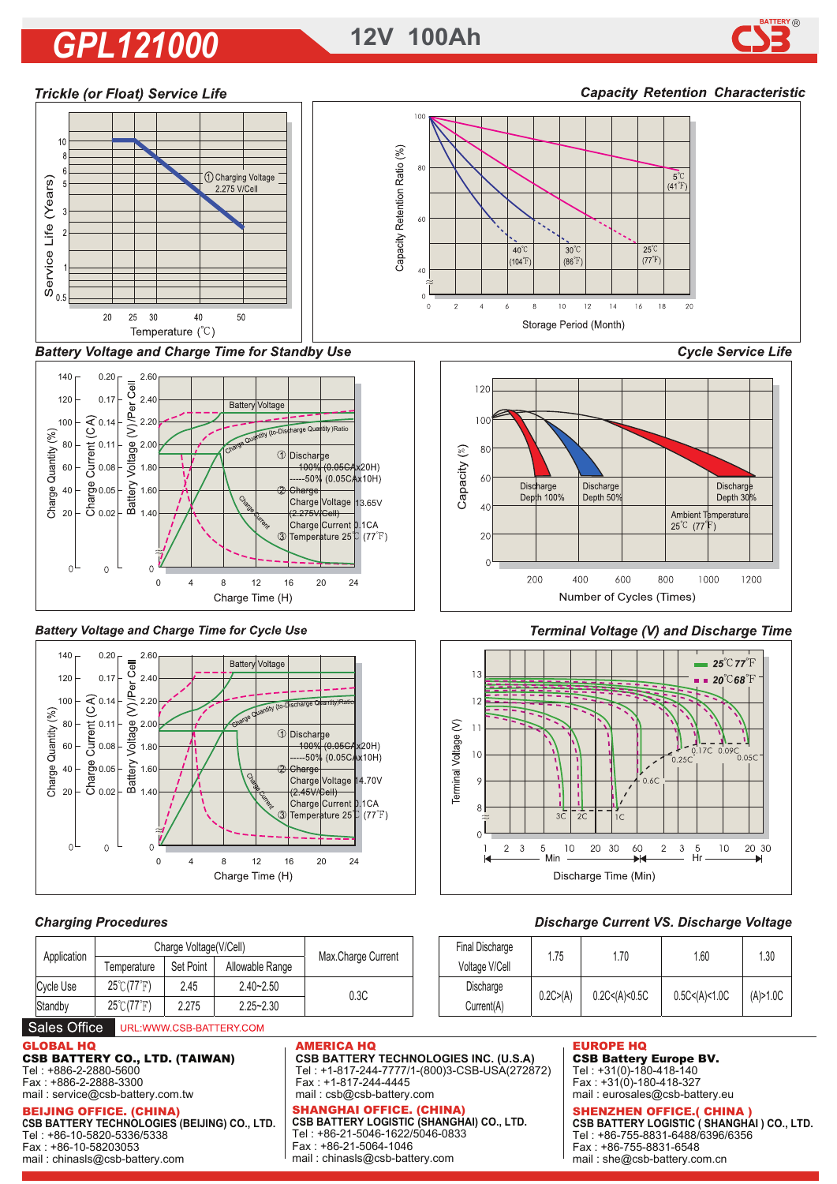# GPL121000

**12V 100Ah**

CSB BATTERY®

### Trickle (or Float) Service Life

① Charging Voltage 2.275 V/Cell

Service Life (Years)

10 8 6 5 3 2 1 0.5

20 25 30 40 50

Temperature (℃)

### Capacity Retention Characteristic

Capacity Retention Ratio (%)

100 80 60 40 0

5℃ (41℉)

40℃ (104℉)

30℃ (86℉)

25℃ (77℉)

0 2 4 6 8 10 12 14 16 18 20

Storage Period (Month)

### Battery Voltage and Charge Time for Standby Use

Charge Quantity (%) 140 120 100 80 60 40 20 0

Charge Current (CA) 0.20 0.17 0.14 0.11 0.08 0.05 0.02 0

Battery Voltage (V)/Per Cell 2.60 2.40 2.20 2.00 1.80 1.60 1.40 0

Battery Voltage

Charge Quantity (to-Discharge Quantity) Ratio

Charge Current

① Discharge
100% (0.05CAx20H)
-----50% (0.05CAx10H)

② Charge
Charge Voltage 13.65V
(2.275V/Cell)
Charge Current 0.1CA

③ Temperature 25℃ (77℉)

0 4 8 12 16 20 24

Charge Time (H)

### Cycle Service Life

Capacity (%)

120 100 80 60 40 20 0

Discharge Depth 100%

Discharge Depth 50%

Discharge Depth 30%

Ambient Temperature 25℃ (77℉)

200 400 600 800 1000 1200

Number of Cycles (Times)

### Battery Voltage and Charge Time for Cycle Use

Charge Quantity (%) 140 120 100 80 60 40 20 0

Charge Current (CA) 0.20 0.17 0.14 0.11 0.08 0.05 0.02 0

Battery Voltage (V)/Per Cell 2.60 2.40 2.20 2.00 1.80 1.60 1.40 0

Battery Voltage

Charge Quantity (to-Discharge Quantity) Ratio

Charge Current

① Discharge
100% (0.05CAx20H)
-----50% (0.05CAx10H)

② Charge
Charge Voltage 14.70V
(2.45V/Cell)
Charge Current 0.1CA

③ Temperature 25℃ (77℉)

0 4 8 12 16 20 24

Charge Time (H)

### Terminal Voltage (V) and Discharge Time

25℃ 77℉

20℃ 68℉

Terminal Voltage (V)

13 12 11 10 9 8 0

3C 2C 1C 0.6C 0.25C 0.17C 0.09C 0.05C

1 2 3 5 10 20 30 60 2 3 5 10 20 30

Min Hr

Discharge Time (Min)

### Charging Procedures

| Application | Charge Voltage(V/Cell) | | | Max.Charge Current |
|---|---|---|---|---|
| | Temperature | Set Point | Allowable Range | |
| Cycle Use | 25℃(77℉) | 2.45 | 2.40~2.50 | 0.3C |
| Standby | 25℃(77℉) | 2.275 | 2.25~2.30 | |

### Discharge Current VS. Discharge Voltage

| Final Discharge Voltage V/Cell | 1.75 | 1.70 | 1.60 | 1.30 |
|---|---|---|---|---|
| Discharge Current(A) | 0.2C>(A) | 0.2C<(A)<0.5C | 0.5C<(A)<1.0C | (A)>1.0C |

**Sales Office** URL:WWW.CSB-BATTERY.COM

**GLOBAL HQ**
**CSB BATTERY CO., LTD. (TAIWAN)**
Tel : +886-2-2880-5600
Fax : +886-2-2888-3300
mail : service@csb-battery.com.tw

**AMERICA HQ**
**CSB BATTERY TECHNOLOGIES INC. (U.S.A)**
Tel : +1-817-244-7777/1-(800)3-CSB-USA(272872)
Fax : +1-817-244-4445
mail : csb@csb-battery.com

**EUROPE HQ**
**CSB Battery Europe BV.**
Tel : +31(0)-180-418-140
Fax : +31(0)-180-418-327
mail : eurosales@csb-battery.eu

**BEIJING OFFICE. (CHINA)**
**CSB BATTERY TECHNOLOGIES (BEIJING) CO., LTD.**
Tel : +86-10-5820-5336/5338
Fax : +86-10-58203053
mail : chinasls@csb-battery.com

**SHANGHAI OFFICE. (CHINA)**
**CSB BATTERY LOGISTIC (SHANGHAI) CO., LTD.**
Tel : +86-21-5046-1622/5046-0833
Fax : +86-21-5064-1046
mail : chinasls@csb-battery.com

**SHENZHEN OFFICE.( CHINA )**
**CSB BATTERY LOGISTIC ( SHANGHAI ) CO., LTD.**
Tel : +86-755-8831-6488/6396/6356
Fax : +86-755-8831-6548
mail : she@csb-battery.com.cn